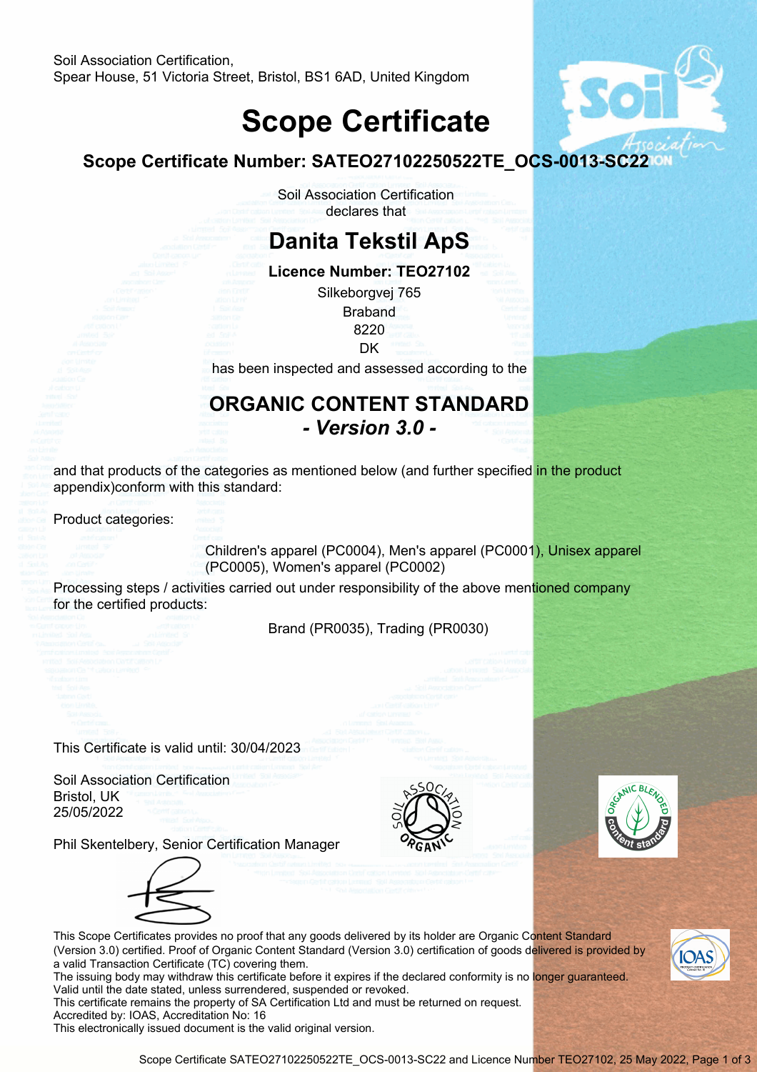Soil Association Certification,
Spear House, 51 Victoria Street, Bristol, BS1 6AD, United Kingdom

# Scope Certificate

## Scope Certificate Number: SATEO27102250522TE_OCS-0013-SC22

Soil Association Certification
declares that

# Danita Tekstil ApS

**Licence Number: TEO27102**

Silkeborgvej 765
Braband
8220
DK

has been inspected and assessed according to the

## ORGANIC CONTENT STANDARD
### *- Version 3.0 -*

and that products of the categories as mentioned below (and further specified in the product appendix)conform with this standard:

Product categories:

Children's apparel (PC0004), Men's apparel (PC0001), Unisex apparel (PC0005), Women's apparel (PC0002)

Processing steps / activities carried out under responsibility of the above mentioned company for the certified products:

Brand (PR0035), Trading (PR0030)

This Certificate is valid until: 30/04/2023

Soil Association Certification
Bristol, UK
25/05/2022

Phil Skentelbery, Senior Certification Manager

This Scope Certificates provides no proof that any goods delivered by its holder are Organic Content Standard (Version 3.0) certified. Proof of Organic Content Standard (Version 3.0) certification of goods delivered is provided by a valid Transaction Certificate (TC) covering them.
The issuing body may withdraw this certificate before it expires if the declared conformity is no longer guaranteed.
Valid until the date stated, unless surrendered, suspended or revoked.
This certificate remains the property of SA Certification Ltd and must be returned on request.
Accredited by: IOAS, Accreditation No: 16
This electronically issued document is the valid original version.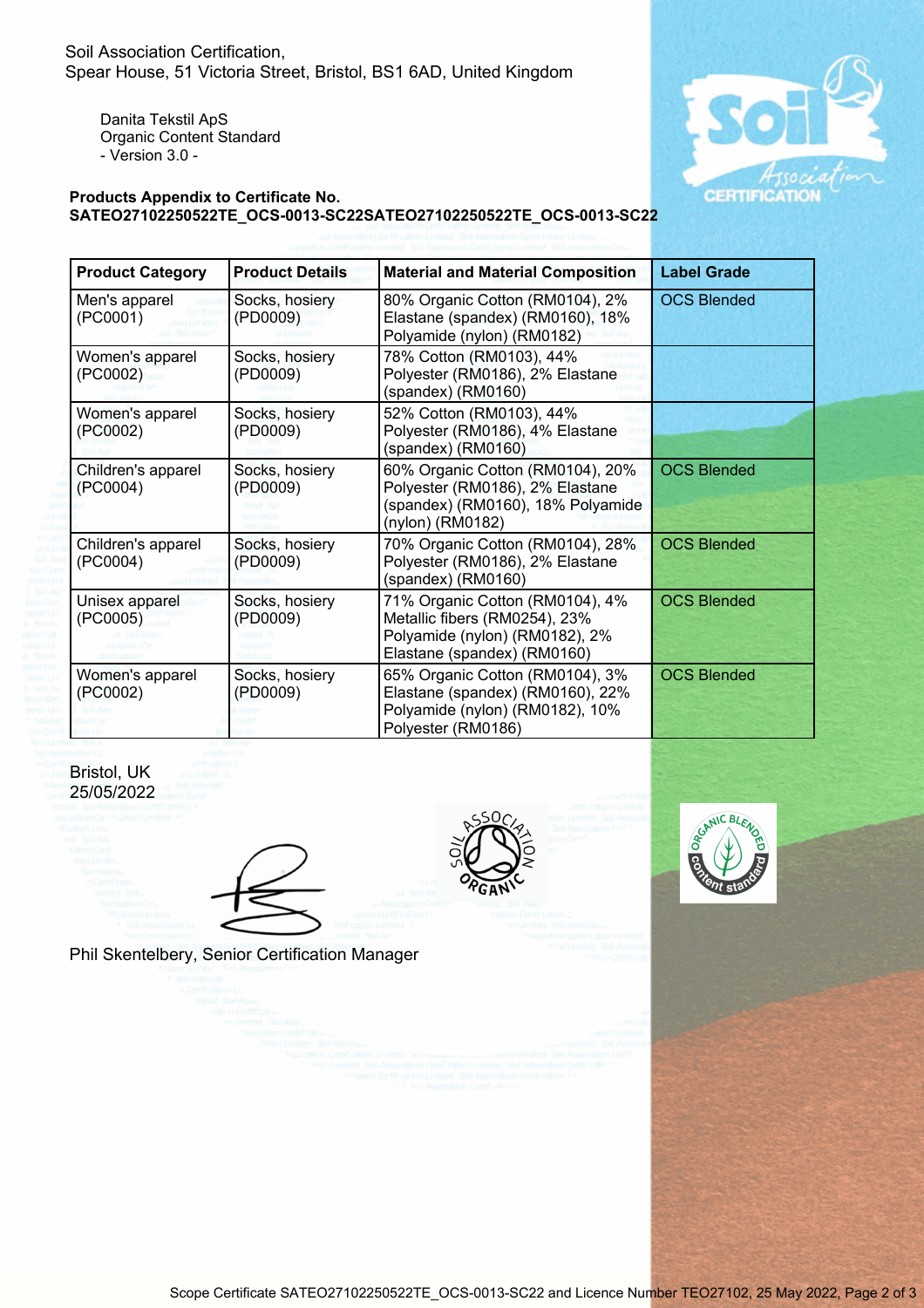Soil Association Certification,
Spear House, 51 Victoria Street, Bristol, BS1 6AD, United Kingdom

Danita Tekstil ApS
Organic Content Standard
- Version 3.0 -

**Products Appendix to Certificate No. SATEO27102250522TE_OCS-0013-SC22SATEO27102250522TE_OCS-0013-SC22**

| Product Category | Product Details | Material and Material Composition | Label Grade |
|---|---|---|---|
| Men's apparel (PC0001) | Socks, hosiery (PD0009) | 80% Organic Cotton (RM0104), 2% Elastane (spandex) (RM0160), 18% Polyamide (nylon) (RM0182) | OCS Blended |
| Women's apparel (PC0002) | Socks, hosiery (PD0009) | 78% Cotton (RM0103), 44% Polyester (RM0186), 2% Elastane (spandex) (RM0160) | |
| Women's apparel (PC0002) | Socks, hosiery (PD0009) | 52% Cotton (RM0103), 44% Polyester (RM0186), 4% Elastane (spandex) (RM0160) | |
| Children's apparel (PC0004) | Socks, hosiery (PD0009) | 60% Organic Cotton (RM0104), 20% Polyester (RM0186), 2% Elastane (spandex) (RM0160), 18% Polyamide (nylon) (RM0182) | OCS Blended |
| Children's apparel (PC0004) | Socks, hosiery (PD0009) | 70% Organic Cotton (RM0104), 28% Polyester (RM0186), 2% Elastane (spandex) (RM0160) | OCS Blended |
| Unisex apparel (PC0005) | Socks, hosiery (PD0009) | 71% Organic Cotton (RM0104), 4% Metallic fibers (RM0254), 23% Polyamide (nylon) (RM0182), 2% Elastane (spandex) (RM0160) | OCS Blended |
| Women's apparel (PC0002) | Socks, hosiery (PD0009) | 65% Organic Cotton (RM0104), 3% Elastane (spandex) (RM0160), 22% Polyamide (nylon) (RM0182), 10% Polyester (RM0186) | OCS Blended |

Bristol, UK
25/05/2022

Phil Skentelbery, Senior Certification Manager

Scope Certificate SATEO27102250522TE_OCS-0013-SC22 and Licence Number TEO27102, 25 May 2022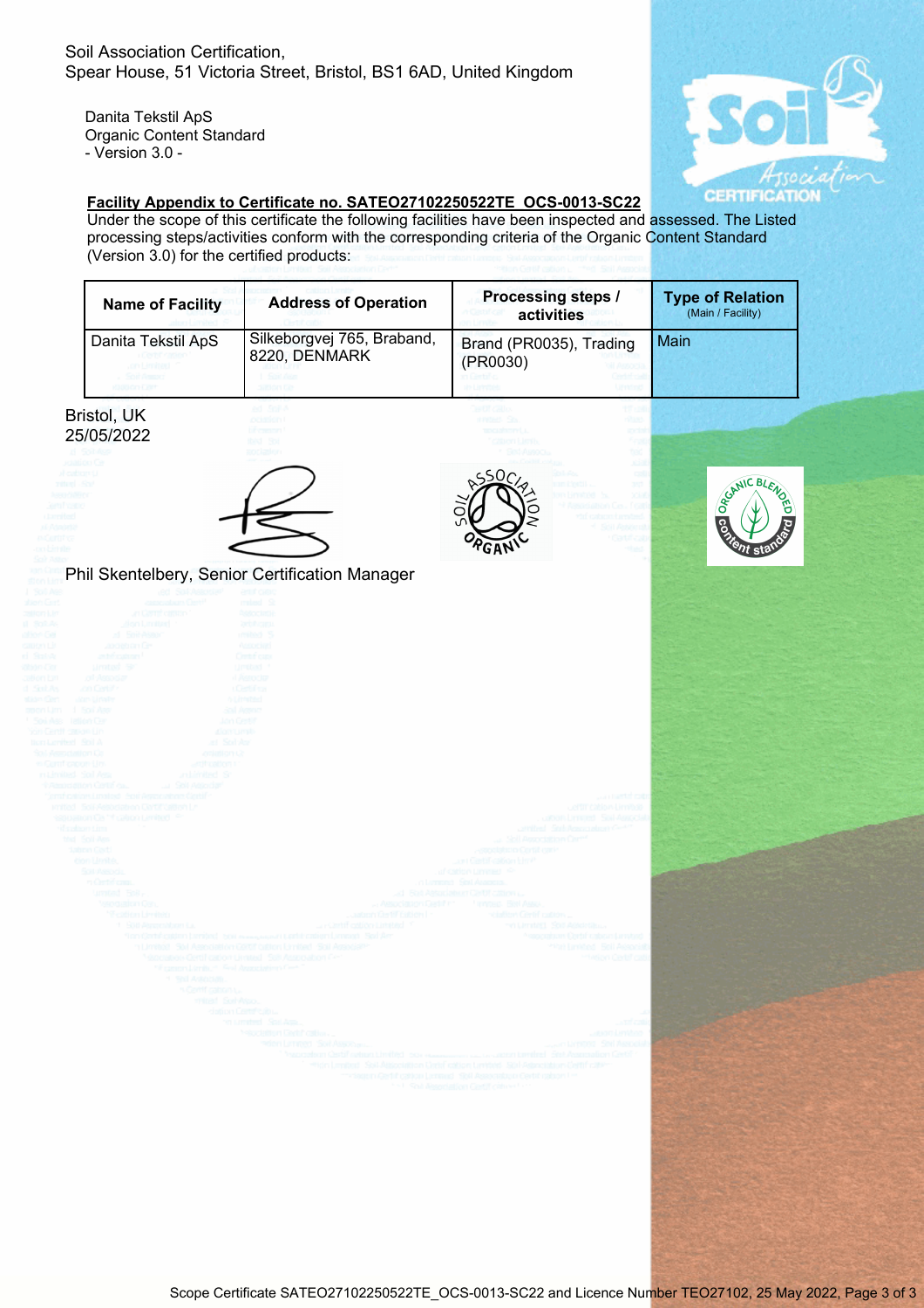Soil Association Certification,
Spear House, 51 Victoria Street, Bristol, BS1 6AD, United Kingdom

Danita Tekstil ApS
Organic Content Standard
- Version 3.0 -

**Facility Appendix to Certificate no. SATEO27102250522TE_OCS-0013-SC22**

Under the scope of this certificate the following facilities have been inspected and assessed. The Listed processing steps/activities conform with the corresponding criteria of the Organic Content Standard (Version 3.0) for the certified products:

| Name of Facility | Address of Operation | Processing steps / activities | Type of Relation (Main / Facility) |
|---|---|---|---|
| Danita Tekstil ApS | Silkeborgvej 765, Braband, 8220, DENMARK | Brand (PR0035), Trading (PR0030) | Main |

Bristol, UK
25/05/2022

Phil Skentelbery, Senior Certification Manager